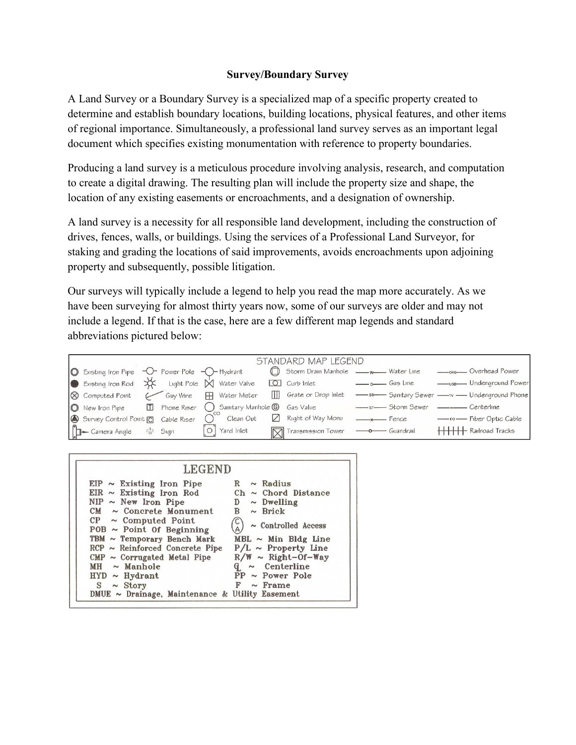# Survey/Boundary Survey

A Land Survey or a Boundary Survey is a specialized map of a specific property created to determine and establish boundary locations, building locations, physical features, and other items of regional importance. Simultaneously, a professional land survey serves as an important legal document which specifies existing monumentation with reference to property boundaries.

Producing a land survey is a meticulous procedure involving analysis, research, and computation to create a digital drawing. The resulting plan will include the property size and shape, the location of any existing easements or encroachments, and a designation of ownership.

A land survey is a necessity for all responsible land development, including the construction of drives, fences, walls, or buildings. Using the services of a Professional Land Surveyor, for staking and grading the locations of said improvements, avoids encroachments upon adjoining property and subsequently, possible litigation.

Our surveys will typically include a legend to help you read the map more accurately. As we have been surveying for almost thirty years now, some of our surveys are older and may not include a legend. If that is the case, here are a few different map legends and standard abbreviations pictured below:

**STANDARD MAP LEGEND**

| | | | | | |
|---|---|---|---|---|---|
| Existing Iron Pipe | Power Pole | Hydrant | Storm Drain Manhole | Water Line (W) | Overhead Power (OHE) |
| Existing Iron Rod | Light Pole | Water Valve | Curb Inlet | Gas Line (G) | Underground Power (UGE) |
| Computed Point | Guy Wire | Water Meter | Grate or Drop Inlet | Sanitary Sewer (SS) | Underground Phone (TV) |
| New Iron Pipe | Phone Riser | Sanitary Manhole | Gas Valve | Storm Sewer (ST) | Centerline |
| Survey Control Point | Cable Riser | Clean Out | Right of Way Monu | Fence | Fiber Optic Cable (FO) |
| Camera Angle | Sign | Yard Inlet | Transmission Tower | Guardrail | Railroad Tracks |

**LEGEND**

| Abbreviation | Meaning | Abbreviation | Meaning |
|---|---|---|---|
| EIP | Existing Iron Pipe | R | Radius |
| EIR | Existing Iron Rod | Ch | Chord Distance |
| NIP | New Iron Pipe | D | Dwelling |
| CM | Concrete Monument | B | Brick |
| CP | Computed Point | (CA) | Controlled Access |
| POB | Point Of Beginning | | |
| TBM | Temporary Bench Mark | MBL | Min Bldg Line |
| RCP | Reinforced Concrete Pipe | P/L | Property Line |
| CMP | Corrugated Metal Pipe | R/W | Right-Of-Way |
| MH | Manhole | ℄ | Centerline |
| HYD | Hydrant | PP | Power Pole |
| S | Story | F | Frame |
| DMUE | Drainage, Maintenance & Utility Easement | | |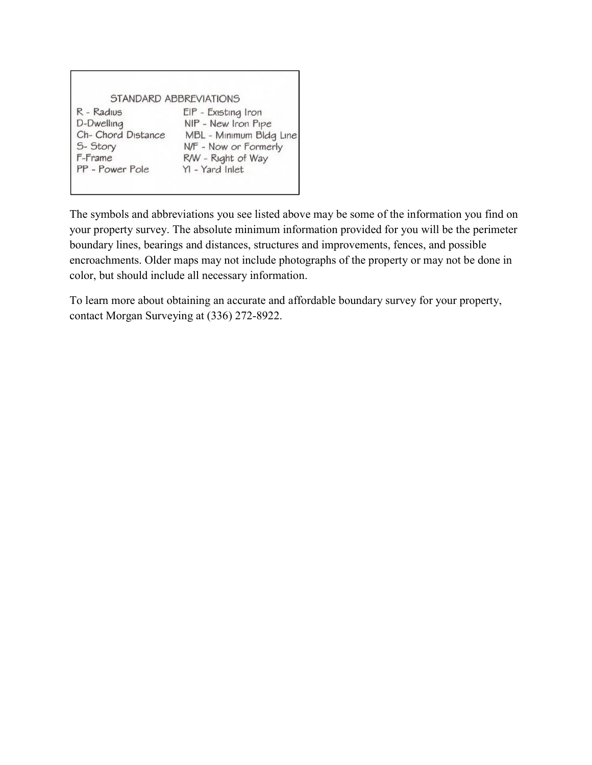STANDARD ABBREVIATIONS

| | |
|---|---|
| R - Radius | EIP - Existing Iron |
| D-Dwelling | NIP - New Iron Pipe |
| Ch- Chord Distance | MBL - Minimum Bldg Line |
| S- Story | N/F - Now or Formerly |
| F-Frame | R/W - Right of Way |
| PP - Power Pole | YI - Yard Inlet |

The symbols and abbreviations you see listed above may be some of the information you find on your property survey. The absolute minimum information provided for you will be the perimeter boundary lines, bearings and distances, structures and improvements, fences, and possible encroachments. Older maps may not include photographs of the property or may not be done in color, but should include all necessary information.

To learn more about obtaining an accurate and affordable boundary survey for your property, contact Morgan Surveying at (336) 272-8922.